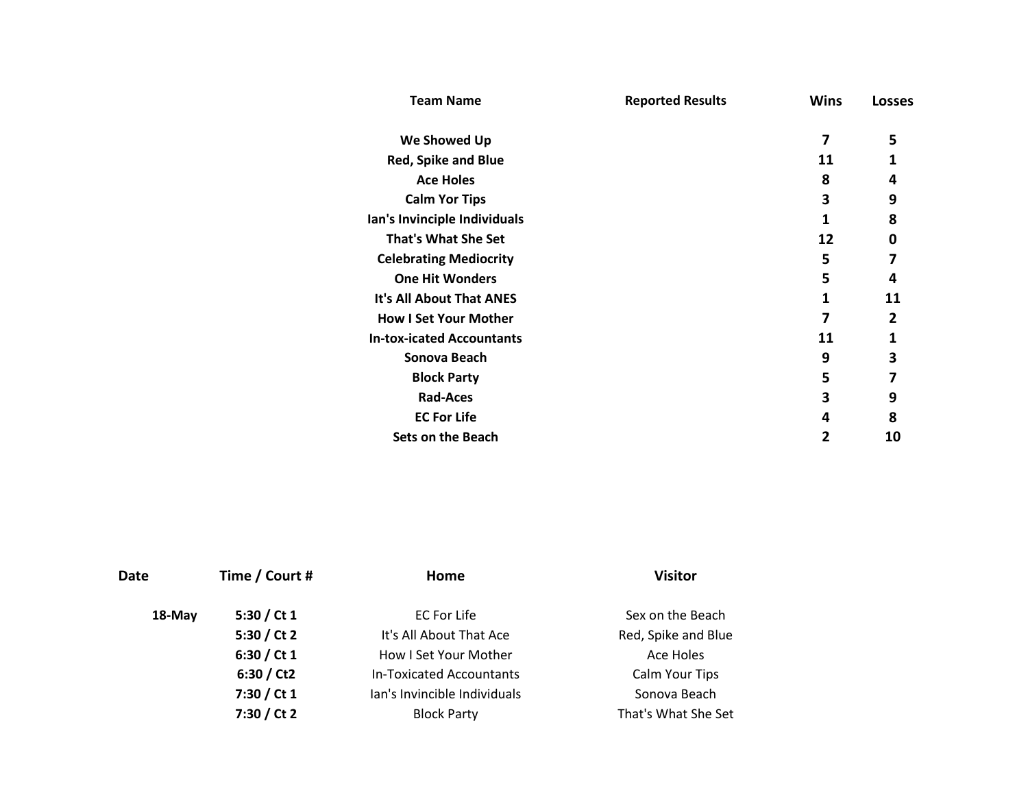| Team Name | Reported Results | Wins | Losses |
|---|---|---|---|
| **We Showed Up** | | **7** | **5** |
| **Red, Spike and Blue** | | **11** | **1** |
| **Ace Holes** | | **8** | **4** |
| **Calm Yor Tips** | | **3** | **9** |
| **Ian's Invinciple Individuals** | | **1** | **8** |
| **That's What She Set** | | **12** | **0** |
| **Celebrating Mediocrity** | | **5** | **7** |
| **One Hit Wonders** | | **5** | **4** |
| **It's All About That ANES** | | **1** | **11** |
| **How I Set Your Mother** | | **7** | **2** |
| **In-tox-icated Accountants** | | **11** | **1** |
| **Sonova Beach** | | **9** | **3** |
| **Block Party** | | **5** | **7** |
| **Rad-Aces** | | **3** | **9** |
| **EC For Life** | | **4** | **8** |
| **Sets on the Beach** | | **2** | **10** |

| Date | Time / Court # | Home | Visitor |
|---|---|---|---|
| **18-May** | **5:30 / Ct 1** | EC For Life | Sex on the Beach |
| | **5:30 / Ct 2** | It's All About That Ace | Red, Spike and Blue |
| | **6:30 / Ct 1** | How I Set Your Mother | Ace Holes |
| | **6:30 / Ct2** | In-Toxicated Accountants | Calm Your Tips |
| | **7:30 / Ct 1** | Ian's Invincible Individuals | Sonova Beach |
| | **7:30 / Ct 2** | Block Party | That's What She Set |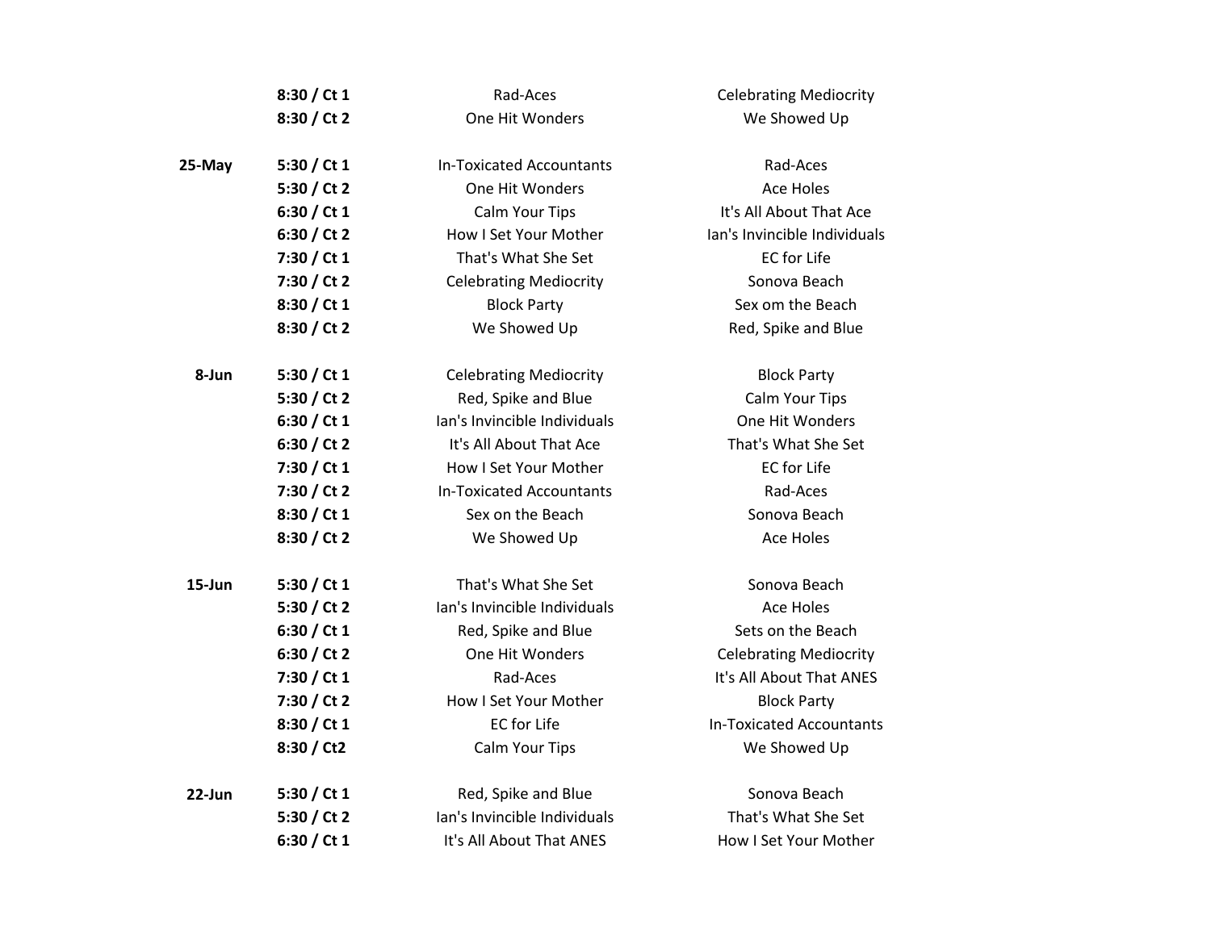| | | | |
|---|---|---|---|
| | **8:30 / Ct 1** | Rad-Aces | Celebrating Mediocrity |
| | **8:30 / Ct 2** | One Hit Wonders | We Showed Up |
| | | | |
| **25-May** | **5:30 / Ct 1** | In-Toxicated Accountants | Rad-Aces |
| | **5:30 / Ct 2** | One Hit Wonders | Ace Holes |
| | **6:30 / Ct 1** | Calm Your Tips | It's All About That Ace |
| | **6:30 / Ct 2** | How I Set Your Mother | Ian's Invincible Individuals |
| | **7:30 / Ct 1** | That's What She Set | EC for Life |
| | **7:30 / Ct 2** | Celebrating Mediocrity | Sonova Beach |
| | **8:30 / Ct 1** | Block Party | Sex om the Beach |
| | **8:30 / Ct 2** | We Showed Up | Red, Spike and Blue |
| | | | |
| **8-Jun** | **5:30 / Ct 1** | Celebrating Mediocrity | Block Party |
| | **5:30 / Ct 2** | Red, Spike and Blue | Calm Your Tips |
| | **6:30 / Ct 1** | Ian's Invincible Individuals | One Hit Wonders |
| | **6:30 / Ct 2** | It's All About That Ace | That's What She Set |
| | **7:30 / Ct 1** | How I Set Your Mother | EC for Life |
| | **7:30 / Ct 2** | In-Toxicated Accountants | Rad-Aces |
| | **8:30 / Ct 1** | Sex on the Beach | Sonova Beach |
| | **8:30 / Ct 2** | We Showed Up | Ace Holes |
| | | | |
| **15-Jun** | **5:30 / Ct 1** | That's What She Set | Sonova Beach |
| | **5:30 / Ct 2** | Ian's Invincible Individuals | Ace Holes |
| | **6:30 / Ct 1** | Red, Spike and Blue | Sets on the Beach |
| | **6:30 / Ct 2** | One Hit Wonders | Celebrating Mediocrity |
| | **7:30 / Ct 1** | Rad-Aces | It's All About That ANES |
| | **7:30 / Ct 2** | How I Set Your Mother | Block Party |
| | **8:30 / Ct 1** | EC for Life | In-Toxicated Accountants |
| | **8:30 / Ct2** | Calm Your Tips | We Showed Up |
| | | | |
| **22-Jun** | **5:30 / Ct 1** | Red, Spike and Blue | Sonova Beach |
| | **5:30 / Ct 2** | Ian's Invincible Individuals | That's What She Set |
| | **6:30 / Ct 1** | It's All About That ANES | How I Set Your Mother |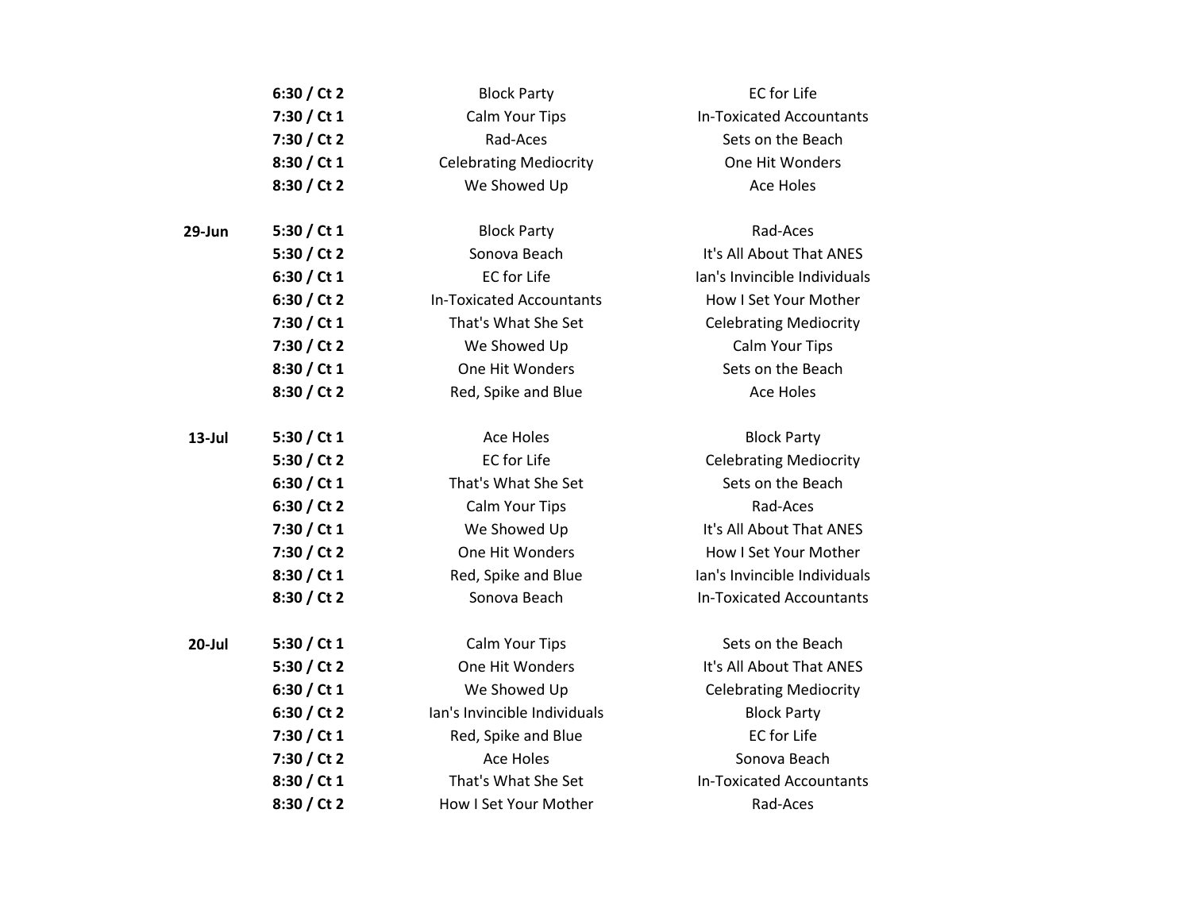| | | | |
|---|---|---|---|
| | **6:30 / Ct 2** | Block Party | EC for Life |
| | **7:30 / Ct 1** | Calm Your Tips | In-Toxicated Accountants |
| | **7:30 / Ct 2** | Rad-Aces | Sets on the Beach |
| | **8:30 / Ct 1** | Celebrating Mediocrity | One Hit Wonders |
| | **8:30 / Ct 2** | We Showed Up | Ace Holes |
| | | | |
| **29-Jun** | **5:30 / Ct 1** | Block Party | Rad-Aces |
| | **5:30 / Ct 2** | Sonova Beach | It's All About That ANES |
| | **6:30 / Ct 1** | EC for Life | Ian's Invincible Individuals |
| | **6:30 / Ct 2** | In-Toxicated Accountants | How I Set Your Mother |
| | **7:30 / Ct 1** | That's What She Set | Celebrating Mediocrity |
| | **7:30 / Ct 2** | We Showed Up | Calm Your Tips |
| | **8:30 / Ct 1** | One Hit Wonders | Sets on the Beach |
| | **8:30 / Ct 2** | Red, Spike and Blue | Ace Holes |
| | | | |
| **13-Jul** | **5:30 / Ct 1** | Ace Holes | Block Party |
| | **5:30 / Ct 2** | EC for Life | Celebrating Mediocrity |
| | **6:30 / Ct 1** | That's What She Set | Sets on the Beach |
| | **6:30 / Ct 2** | Calm Your Tips | Rad-Aces |
| | **7:30 / Ct 1** | We Showed Up | It's All About That ANES |
| | **7:30 / Ct 2** | One Hit Wonders | How I Set Your Mother |
| | **8:30 / Ct 1** | Red, Spike and Blue | Ian's Invincible Individuals |
| | **8:30 / Ct 2** | Sonova Beach | In-Toxicated Accountants |
| | | | |
| **20-Jul** | **5:30 / Ct 1** | Calm Your Tips | Sets on the Beach |
| | **5:30 / Ct 2** | One Hit Wonders | It's All About That ANES |
| | **6:30 / Ct 1** | We Showed Up | Celebrating Mediocrity |
| | **6:30 / Ct 2** | Ian's Invincible Individuals | Block Party |
| | **7:30 / Ct 1** | Red, Spike and Blue | EC for Life |
| | **7:30 / Ct 2** | Ace Holes | Sonova Beach |
| | **8:30 / Ct 1** | That's What She Set | In-Toxicated Accountants |
| | **8:30 / Ct 2** | How I Set Your Mother | Rad-Aces |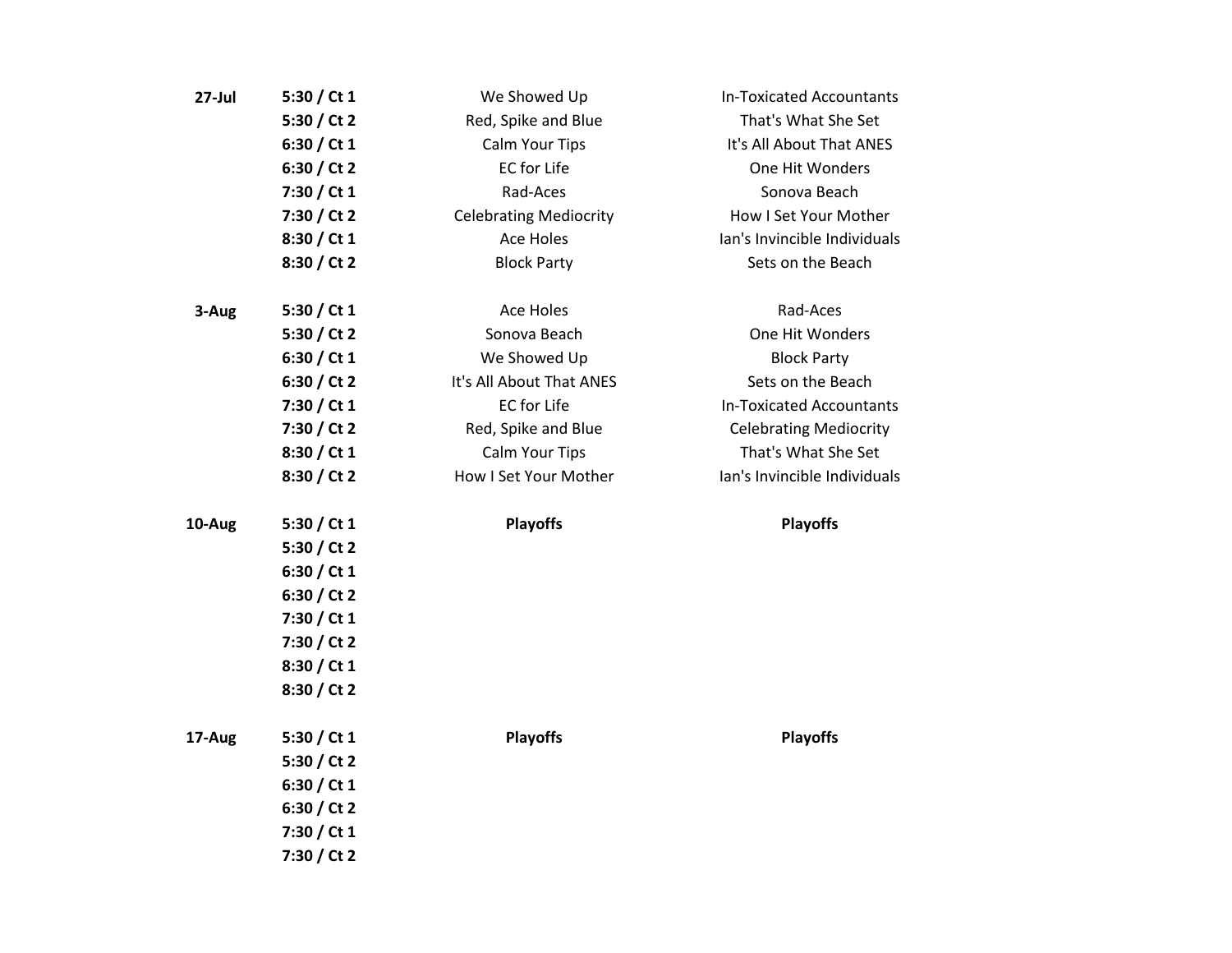| Date | Time / Court | Team | Team |
|---|---|---|---|
| **27-Jul** | **5:30 / Ct 1** | We Showed Up | In-Toxicated Accountants |
| | **5:30 / Ct 2** | Red, Spike and Blue | That's What She Set |
| | **6:30 / Ct 1** | Calm Your Tips | It's All About That ANES |
| | **6:30 / Ct 2** | EC for Life | One Hit Wonders |
| | **7:30 / Ct 1** | Rad-Aces | Sonova Beach |
| | **7:30 / Ct 2** | Celebrating Mediocrity | How I Set Your Mother |
| | **8:30 / Ct 1** | Ace Holes | Ian's Invincible Individuals |
| | **8:30 / Ct 2** | Block Party | Sets on the Beach |
| **3-Aug** | **5:30 / Ct 1** | Ace Holes | Rad-Aces |
| | **5:30 / Ct 2** | Sonova Beach | One Hit Wonders |
| | **6:30 / Ct 1** | We Showed Up | Block Party |
| | **6:30 / Ct 2** | It's All About That ANES | Sets on the Beach |
| | **7:30 / Ct 1** | EC for Life | In-Toxicated Accountants |
| | **7:30 / Ct 2** | Red, Spike and Blue | Celebrating Mediocrity |
| | **8:30 / Ct 1** | Calm Your Tips | That's What She Set |
| | **8:30 / Ct 2** | How I Set Your Mother | Ian's Invincible Individuals |
| **10-Aug** | **5:30 / Ct 1** | **Playoffs** | **Playoffs** |
| | **5:30 / Ct 2** | | |
| | **6:30 / Ct 1** | | |
| | **6:30 / Ct 2** | | |
| | **7:30 / Ct 1** | | |
| | **7:30 / Ct 2** | | |
| | **8:30 / Ct 1** | | |
| | **8:30 / Ct 2** | | |
| **17-Aug** | **5:30 / Ct 1** | **Playoffs** | **Playoffs** |
| | **5:30 / Ct 2** | | |
| | **6:30 / Ct 1** | | |
| | **6:30 / Ct 2** | | |
| | **7:30 / Ct 1** | | |
| | **7:30 / Ct 2** | | |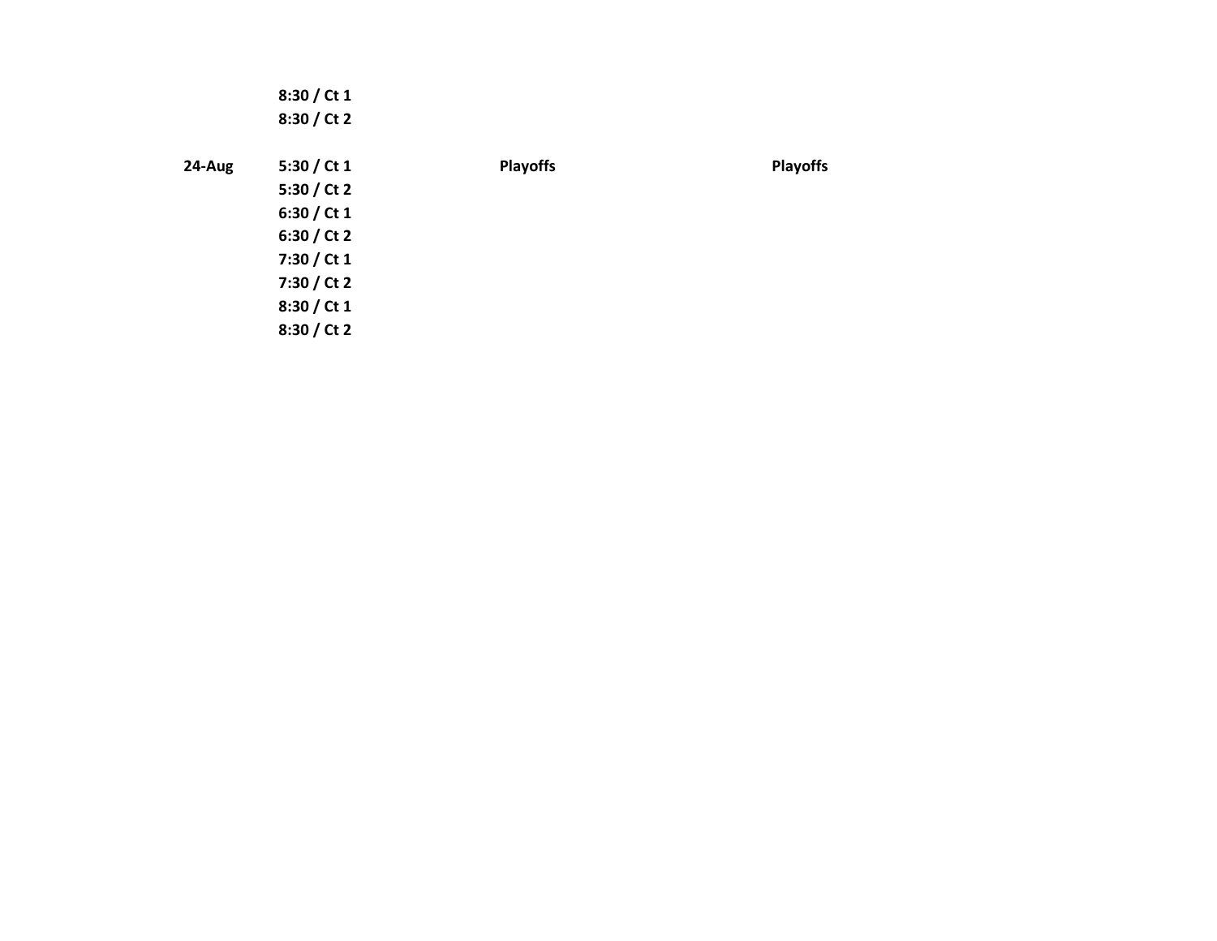| | | | |
|---|---|---|---|
| | 8:30 / Ct 1 | | |
| | 8:30 / Ct 2 | | |
| | | | |
| 24-Aug | 5:30 / Ct 1 | Playoffs | Playoffs |
| | 5:30 / Ct 2 | | |
| | 6:30 / Ct 1 | | |
| | 6:30 / Ct 2 | | |
| | 7:30 / Ct 1 | | |
| | 7:30 / Ct 2 | | |
| | 8:30 / Ct 1 | | |
| | 8:30 / Ct 2 | | |